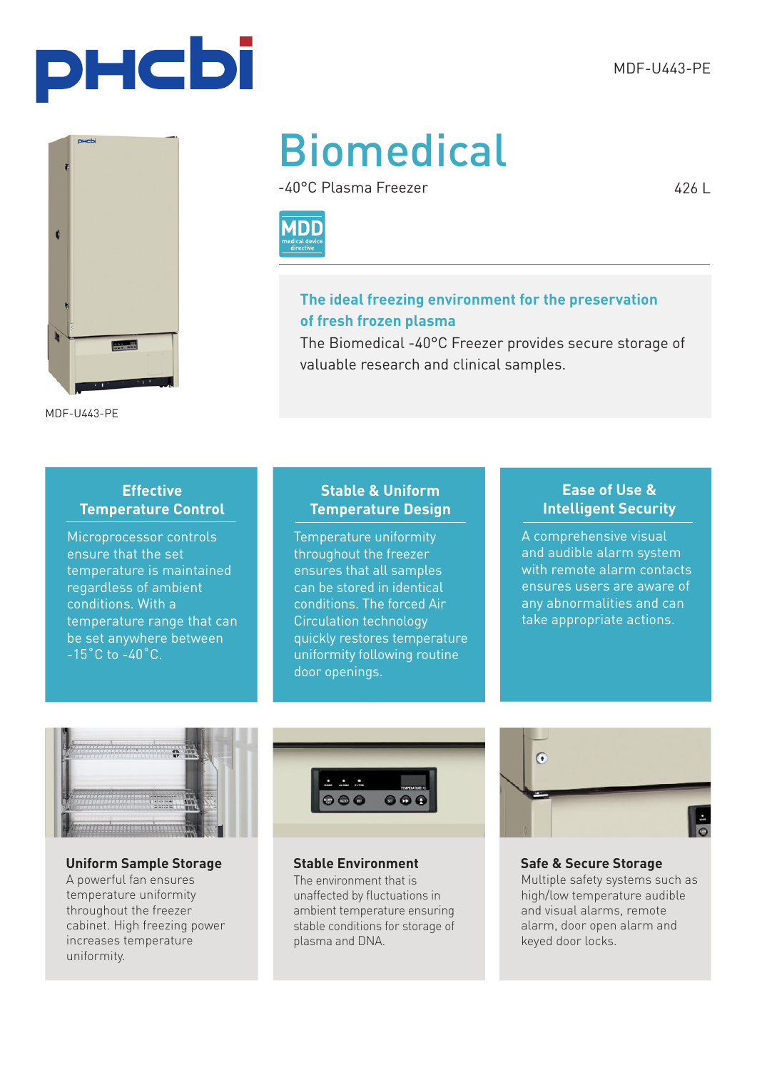MDF-U443-PE

# Biomedical

-40°C Plasma Freezer

426 L

MDD medical device directive

MDF-U443-PE

**The ideal freezing environment for the preservation of fresh frozen plasma**

The Biomedical -40°C Freezer provides secure storage of valuable research and clinical samples.

## Effective Temperature Control

Microprocessor controls ensure that the set temperature is maintained regardless of ambient conditions. With a temperature range that can be set anywhere between -15˚C to -40˚C.

## Stable & Uniform Temperature Design

Temperature uniformity throughout the freezer ensures that all samples can be stored in identical conditions. The forced Air Circulation technology quickly restores temperature uniformity following routine door openings.

## Ease of Use & Intelligent Security

A comprehensive visual and audible alarm system with remote alarm contacts ensures users are aware of any abnormalities and can take appropriate actions.

### Uniform Sample Storage

A powerful fan ensures temperature uniformity throughout the freezer cabinet. High freezing power increases temperature uniformity.

### Stable Environment

The environment that is unaffected by fluctuations in ambient temperature ensuring stable conditions for storage of plasma and DNA.

### Safe & Secure Storage

Multiple safety systems such as high/low temperature audible and visual alarms, remote alarm, door open alarm and keyed door locks.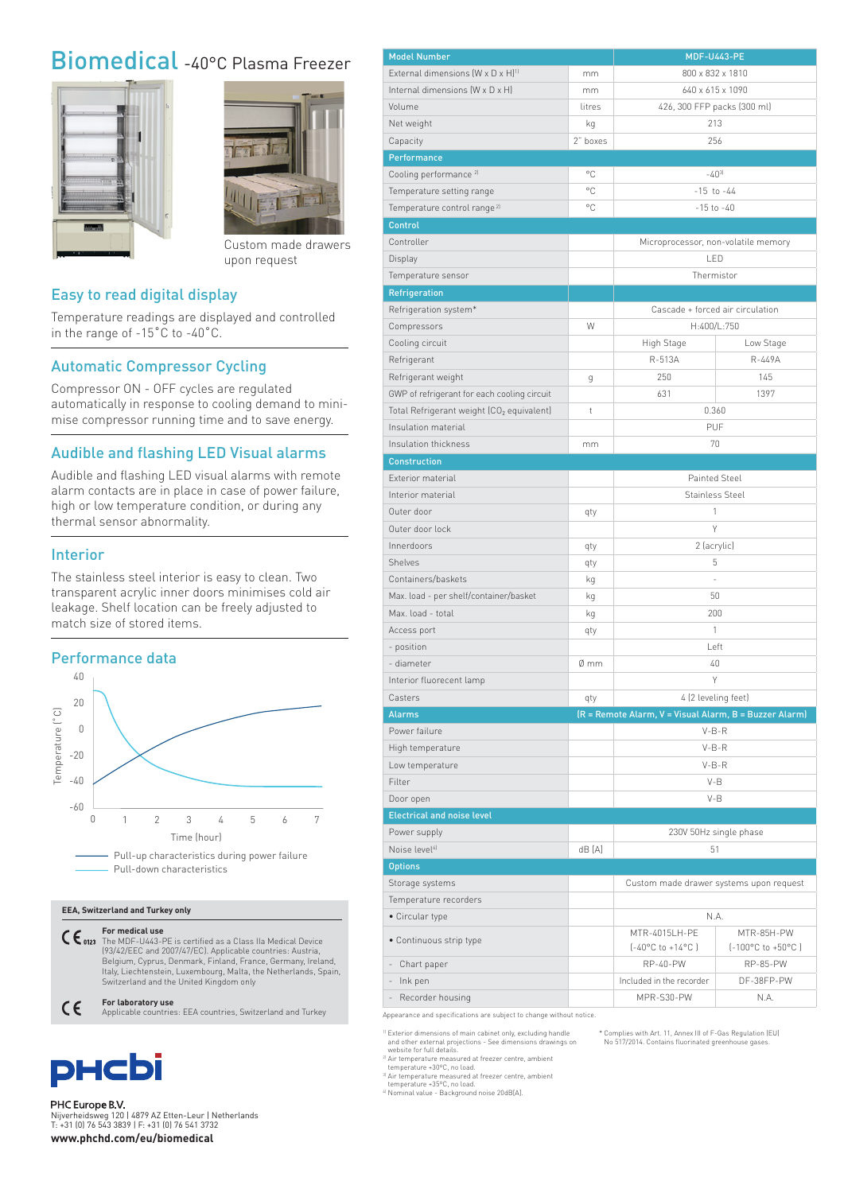# Biomedical -40°C Plasma Freezer

Custom made drawers upon request

## Easy to read digital display

Temperature readings are displayed and controlled in the range of -15°C to -40°C.

## Automatic Compressor Cycling

Compressor ON - OFF cycles are regulated automatically in response to cooling demand to minimise compressor running time and to save energy.

## Audible and flashing LED Visual alarms

Audible and flashing LED visual alarms with remote alarm contacts are in place in case of power failure, high or low temperature condition, or during any thermal sensor abnormality.

## Interior

The stainless steel interior is easy to clean. Two transparent acrylic inner doors minimises cold air leakage. Shelf location can be freely adjusted to match size of stored items.

## Performance data

Temperature (°C)
40
20
0
-20
-40
-60
0 1 2 3 4 5 6 7
Time (hour)

Pull-up characteristics during power failure
Pull-down characteristics

**EEA, Switzerland and Turkey only**

CE 0123 **For medical use**
The MDF-U443-PE is certified as a Class IIa Medical Device (93/42/EEC and 2007/47/EC). Applicable countries: Austria, Belgium, Cyprus, Denmark, Finland, France, Germany, Ireland, Italy, Liechtenstein, Luxembourg, Malta, the Netherlands, Spain, Switzerland and the United Kingdom only

CE **For laboratory use**
Applicable countries: EEA countries, Switzerland and Turkey

phcbi

PHC Europe B.V.
Nijverheidsweg 120 | 4879 AZ Etten-Leur | Netherlands
T: +31 (0) 76 543 3839 | F: +31 (0) 76 541 3732
**www.phchd.com/eu/biomedical**

| Model Number | | MDF-U443-PE | |
|---|---|---|---|
| External dimensions (W x D x H)[1] | mm | 800 x 832 x 1810 | |
| Internal dimensions (W x D x H) | mm | 640 x 615 x 1090 | |
| Volume | litres | 426, 300 FFP packs (300 ml) | |
| Net weight | kg | 213 | |
| Capacity | 2" boxes | 256 | |
| **Performance** | | | |
| Cooling performance [2] | °C | -40[3] | |
| Temperature setting range | °C | -15 to -44 | |
| Temperature control range [2] | °C | -15 to -40 | |
| **Control** | | | |
| Controller | | Microprocessor, non-volatile memory | |
| Display | | LED | |
| Temperature sensor | | Thermistor | |
| **Refrigeration** | | | |
| Refrigeration system* | | Cascade + forced air circulation | |
| Compressors | W | H:400/L:750 | |
| Cooling circuit | | High Stage | Low Stage |
| Refrigerant | | R-513A | R-449A |
| Refrigerant weight | g | 250 | 145 |
| GWP of refrigerant for each cooling circuit | | 631 | 1397 |
| Total Refrigerant weight ($CO_2$ equivalent) | t | 0.360 | |
| Insulation material | | PUF | |
| Insulation thickness | mm | 70 | |
| **Construction** | | | |
| Exterior material | | Painted Steel | |
| Interior material | | Stainless Steel | |
| Outer door | qty | 1 | |
| Outer door lock | | Y | |
| Innerdoors | qty | 2 (acrylic) | |
| Shelves | qty | 5 | |
| Containers/baskets | kg | - | |
| Max. load - per shelf/container/basket | kg | 50 | |
| Max. load - total | kg | 200 | |
| Access port | qty | 1 | |
| - position | | Left | |
| - diameter | Ø mm | 40 | |
| Interior fluorecent lamp | | Y | |
| Casters | qty | 4 (2 leveling feet) | |
| **Alarms** | | (R = Remote Alarm, V = Visual Alarm, B = Buzzer Alarm) | |
| Power failure | | V-B-R | |
| High temperature | | V-B-R | |
| Low temperature | | V-B-R | |
| Filter | | V-B | |
| Door open | | V-B | |
| **Electrical and noise level** | | | |
| Power supply | | 230V 50Hz single phase | |
| Noise level[4] | dB (A) | 51 | |
| **Options** | | | |
| Storage systems | | Custom made drawer systems upon request | |
| Temperature recorders | | | |
| • Circular type | | N.A. | |
| • Continuous strip type | | MTR-4015LH-PE (-40°C to +14°C ) | MTR-85H-PW (-100°C to +50°C ) |
| - Chart paper | | RP-40-PW | RP-85-PW |
| - Ink pen | | Included in the recorder | DF-38FP-PW |
| - Recorder housing | | MPR-S30-PW | N.A. |

Appearance and specifications are subject to change without notice.

[1] Exterior dimensions of main cabinet only, excluding handle and other external projections - See dimensions drawings on website for full details.
[2] Air temperature measured at freezer centre, ambient temperature +30°C, no load.
[3] Air temperature measured at freezer centre, ambient temperature +35°C, no load.
[4] Nominal value - Background noise 20dB(A).

\* Complies with Art. 11, Annex III of F-Gas Regulation (EU) No 517/2014. Contains fluorinated greenhouse gases.